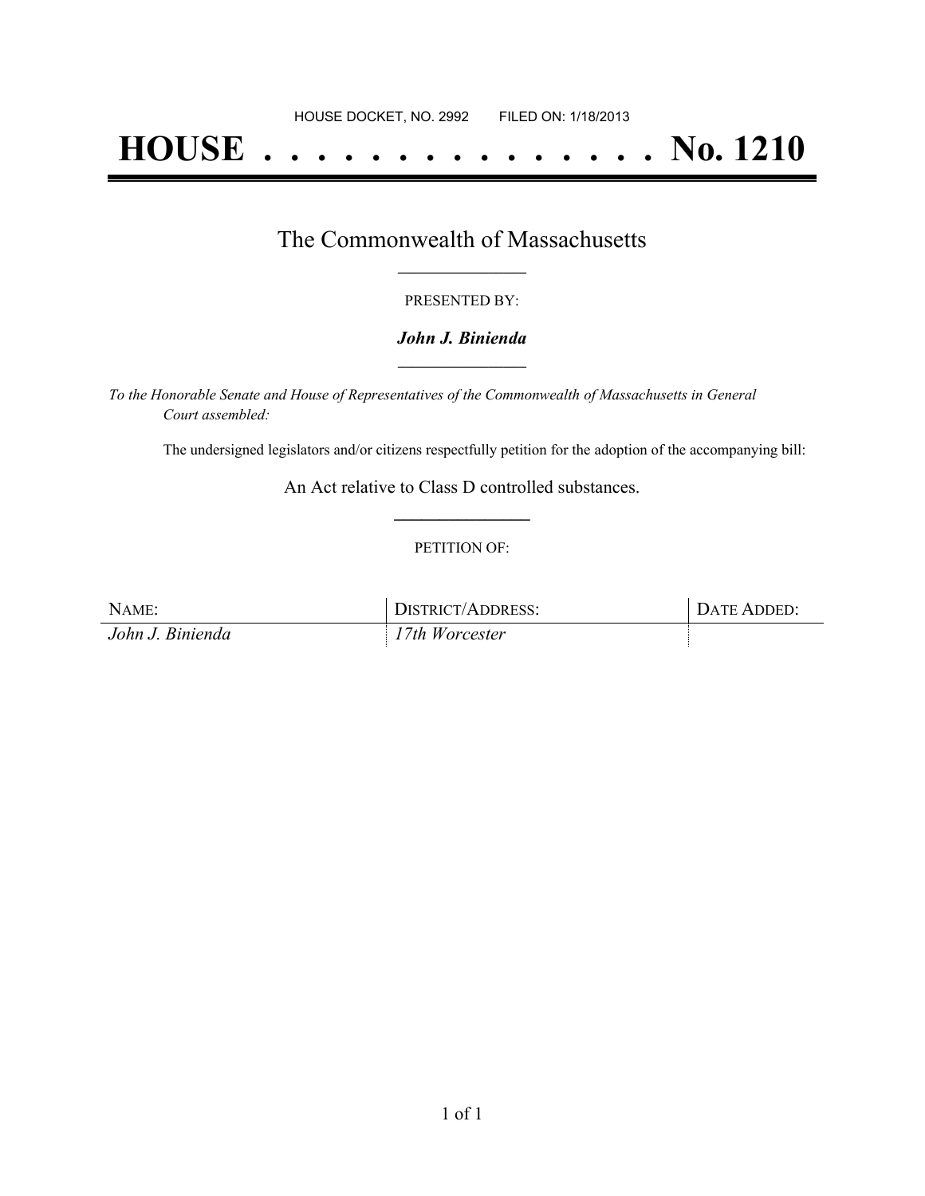HOUSE DOCKET, NO. 2992 FILED ON: 1/18/2013

# HOUSE . . . . . . . . . . . . . . . No. 1210

## The Commonwealth of Massachusetts

PRESENTED BY:

***John J. Binienda***

*To the Honorable Senate and House of Representatives of the Commonwealth of Massachusetts in General Court assembled:*

The undersigned legislators and/or citizens respectfully petition for the adoption of the accompanying bill:

An Act relative to Class D controlled substances.

PETITION OF:

| NAME: | DISTRICT/ADDRESS: | DATE ADDED: |
|---|---|---|
| *John J. Binienda* | *17th Worcester* | |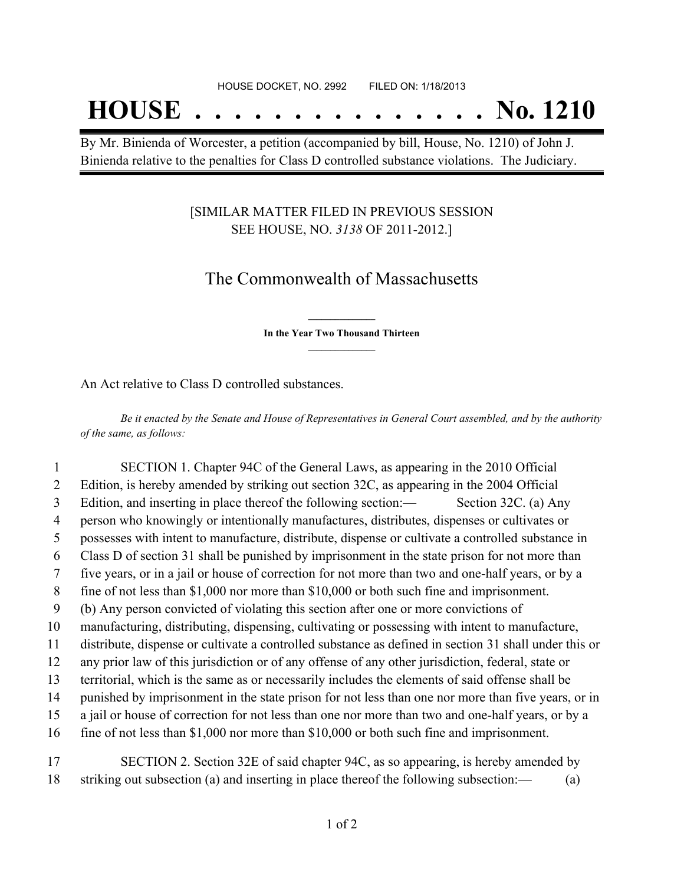HOUSE DOCKET, NO. 2992 FILED ON: 1/18/2013

# HOUSE . . . . . . . . . . . . . . . No. 1210

By Mr. Binienda of Worcester, a petition (accompanied by bill, House, No. 1210) of John J. Binienda relative to the penalties for Class D controlled substance violations. The Judiciary.

[SIMILAR MATTER FILED IN PREVIOUS SESSION SEE HOUSE, NO. *3138* OF 2011-2012.]

## The Commonwealth of Massachusetts

**In the Year Two Thousand Thirteen**

An Act relative to Class D controlled substances.

*Be it enacted by the Senate and House of Representatives in General Court assembled, and by the authority of the same, as follows:*

1 SECTION 1. Chapter 94C of the General Laws, as appearing in the 2010 Official
2 Edition, is hereby amended by striking out section 32C, as appearing in the 2004 Official
3 Edition, and inserting in place thereof the following section:— Section 32C. (a) Any
4 person who knowingly or intentionally manufactures, distributes, dispenses or cultivates or
5 possesses with intent to manufacture, distribute, dispense or cultivate a controlled substance in
6 Class D of section 31 shall be punished by imprisonment in the state prison for not more than
7 five years, or in a jail or house of correction for not more than two and one-half years, or by a
8 fine of not less than $1,000 nor more than $10,000 or both such fine and imprisonment.
9 (b) Any person convicted of violating this section after one or more convictions of
10 manufacturing, distributing, dispensing, cultivating or possessing with intent to manufacture,
11 distribute, dispense or cultivate a controlled substance as defined in section 31 shall under this or
12 any prior law of this jurisdiction or of any offense of any other jurisdiction, federal, state or
13 territorial, which is the same as or necessarily includes the elements of said offense shall be
14 punished by imprisonment in the state prison for not less than one nor more than five years, or in
15 a jail or house of correction for not less than one nor more than two and one-half years, or by a
16 fine of not less than $1,000 nor more than $10,000 or both such fine and imprisonment.

17 SECTION 2. Section 32E of said chapter 94C, as so appearing, is hereby amended by
18 striking out subsection (a) and inserting in place thereof the following subsection:— (a)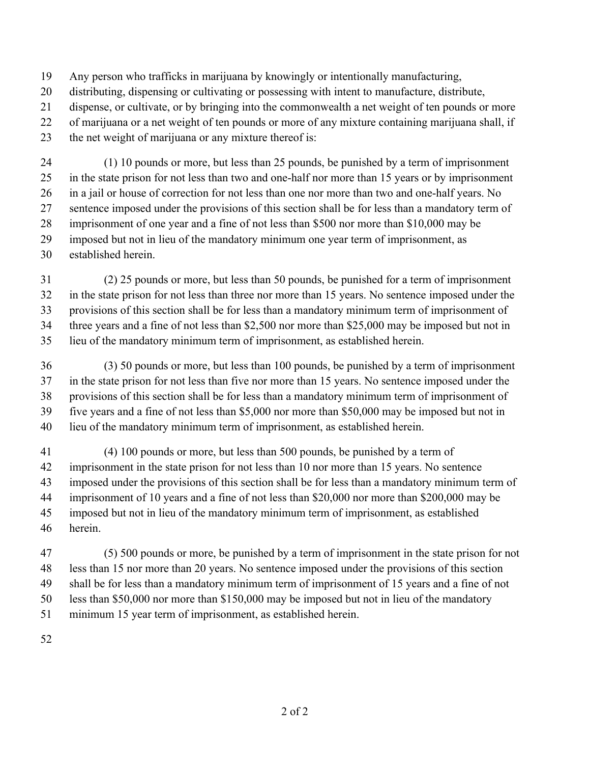Any person who trafficks in marijuana by knowingly or intentionally manufacturing, distributing, dispensing or cultivating or possessing with intent to manufacture, distribute, dispense, or cultivate, or by bringing into the commonwealth a net weight of ten pounds or more of marijuana or a net weight of ten pounds or more of any mixture containing marijuana shall, if the net weight of marijuana or any mixture thereof is:

(1) 10 pounds or more, but less than 25 pounds, be punished by a term of imprisonment in the state prison for not less than two and one-half nor more than 15 years or by imprisonment in a jail or house of correction for not less than one nor more than two and one-half years. No sentence imposed under the provisions of this section shall be for less than a mandatory term of imprisonment of one year and a fine of not less than $500 nor more than $10,000 may be imposed but not in lieu of the mandatory minimum one year term of imprisonment, as established herein.

(2) 25 pounds or more, but less than 50 pounds, be punished for a term of imprisonment in the state prison for not less than three nor more than 15 years. No sentence imposed under the provisions of this section shall be for less than a mandatory minimum term of imprisonment of three years and a fine of not less than $2,500 nor more than $25,000 may be imposed but not in lieu of the mandatory minimum term of imprisonment, as established herein.

(3) 50 pounds or more, but less than 100 pounds, be punished by a term of imprisonment in the state prison for not less than five nor more than 15 years. No sentence imposed under the provisions of this section shall be for less than a mandatory minimum term of imprisonment of five years and a fine of not less than $5,000 nor more than $50,000 may be imposed but not in lieu of the mandatory minimum term of imprisonment, as established herein.

(4) 100 pounds or more, but less than 500 pounds, be punished by a term of imprisonment in the state prison for not less than 10 nor more than 15 years. No sentence imposed under the provisions of this section shall be for less than a mandatory minimum term of imprisonment of 10 years and a fine of not less than $20,000 nor more than $200,000 may be imposed but not in lieu of the mandatory minimum term of imprisonment, as established herein.

(5) 500 pounds or more, be punished by a term of imprisonment in the state prison for not less than 15 nor more than 20 years. No sentence imposed under the provisions of this section shall be for less than a mandatory minimum term of imprisonment of 15 years and a fine of not less than $50,000 nor more than $150,000 may be imposed but not in lieu of the mandatory minimum 15 year term of imprisonment, as established herein.